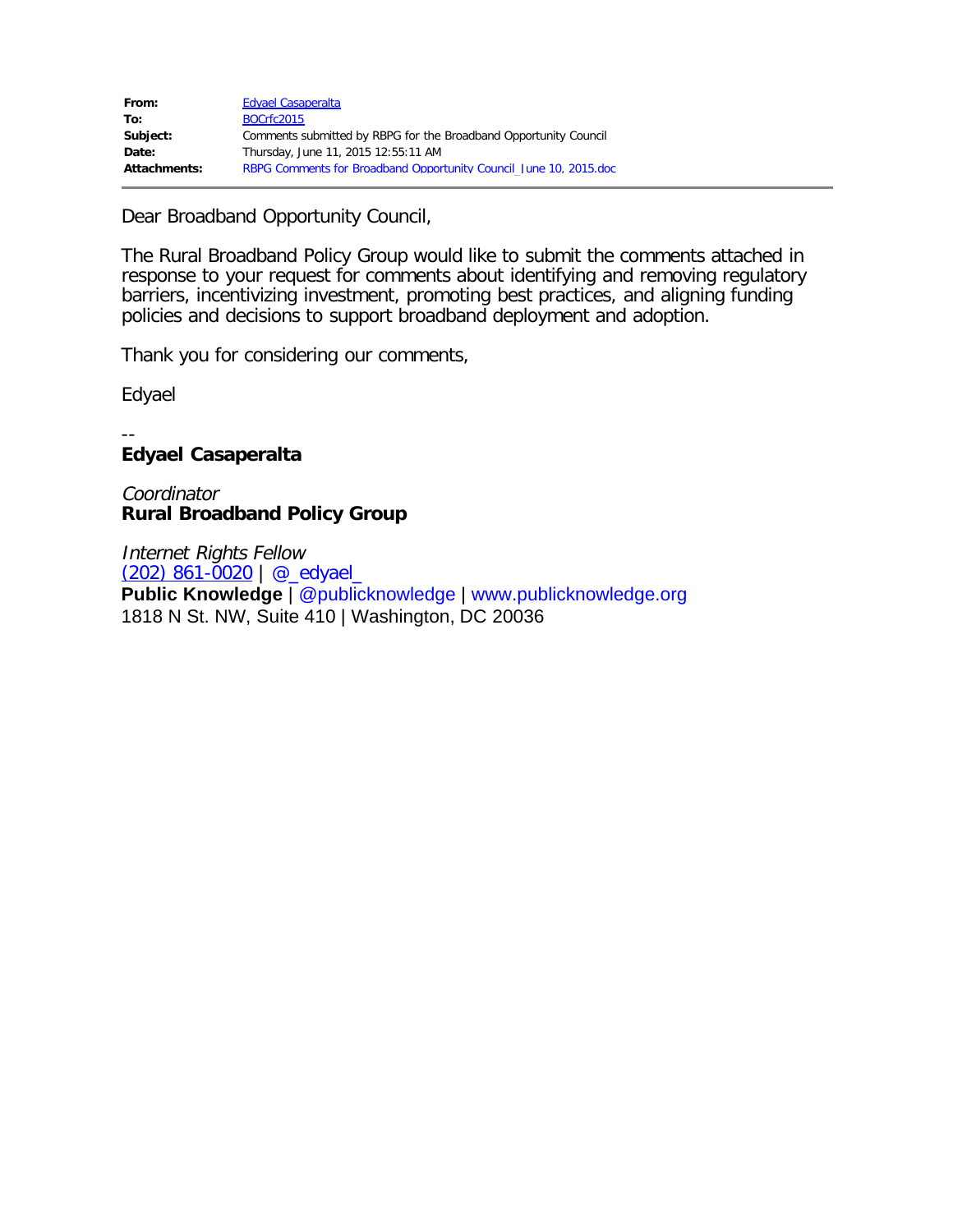| | |
|---|---|
| **From:** | Edyael Casaperalta |
| **To:** | BOCrfc2015 |
| **Subject:** | Comments submitted by RBPG for the Broadband Opportunity Council |
| **Date:** | Thursday, June 11, 2015 12:55:11 AM |
| **Attachments:** | RBPG Comments for Broadband Opportunity Council_June 10, 2015.doc |

Dear Broadband Opportunity Council,

The Rural Broadband Policy Group would like to submit the comments attached in response to your request for comments about identifying and removing regulatory barriers, incentivizing investment, promoting best practices, and aligning funding policies and decisions to support broadband deployment and adoption.

Thank you for considering our comments,

Edyael

--
**Edyael Casaperalta**

*Coordinator*
**Rural Broadband Policy Group**

*Internet Rights Fellow*
(202) 861-0020 | @_edyael_
**Public Knowledge** | @publicknowledge | www.publicknowledge.org
1818 N St. NW, Suite 410 | Washington, DC 20036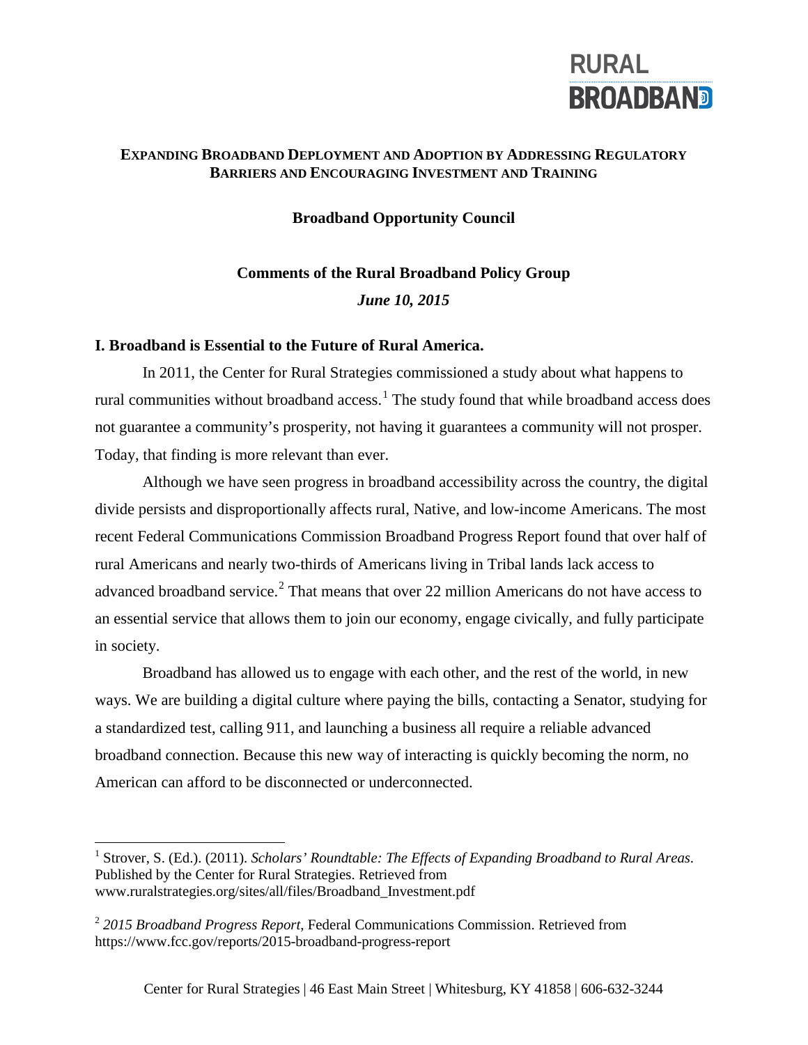RURAL BROADBAND

**EXPANDING BROADBAND DEPLOYMENT AND ADOPTION BY ADDRESSING REGULATORY BARRIERS AND ENCOURAGING INVESTMENT AND TRAINING**

**Broadband Opportunity Council**

**Comments of the Rural Broadband Policy Group**

***June 10, 2015***

## I. Broadband is Essential to the Future of Rural America.

In 2011, the Center for Rural Strategies commissioned a study about what happens to rural communities without broadband access.[1] The study found that while broadband access does not guarantee a community's prosperity, not having it guarantees a community will not prosper. Today, that finding is more relevant than ever.

Although we have seen progress in broadband accessibility across the country, the digital divide persists and disproportionally affects rural, Native, and low-income Americans. The most recent Federal Communications Commission Broadband Progress Report found that over half of rural Americans and nearly two-thirds of Americans living in Tribal lands lack access to advanced broadband service.[2] That means that over 22 million Americans do not have access to an essential service that allows them to join our economy, engage civically, and fully participate in society.

Broadband has allowed us to engage with each other, and the rest of the world, in new ways. We are building a digital culture where paying the bills, contacting a Senator, studying for a standardized test, calling 911, and launching a business all require a reliable advanced broadband connection. Because this new way of interacting is quickly becoming the norm, no American can afford to be disconnected or underconnected.

---

[1] Strover, S. (Ed.). (2011). *Scholars' Roundtable: The Effects of Expanding Broadband to Rural Areas*. Published by the Center for Rural Strategies. Retrieved from www.ruralstrategies.org/sites/all/files/Broadband_Investment.pdf

[2] *2015 Broadband Progress Report*, Federal Communications Commission. Retrieved from https://www.fcc.gov/reports/2015-broadband-progress-report

Center for Rural Strategies | 46 East Main Street | Whitesburg, KY 41858 | 606-632-3244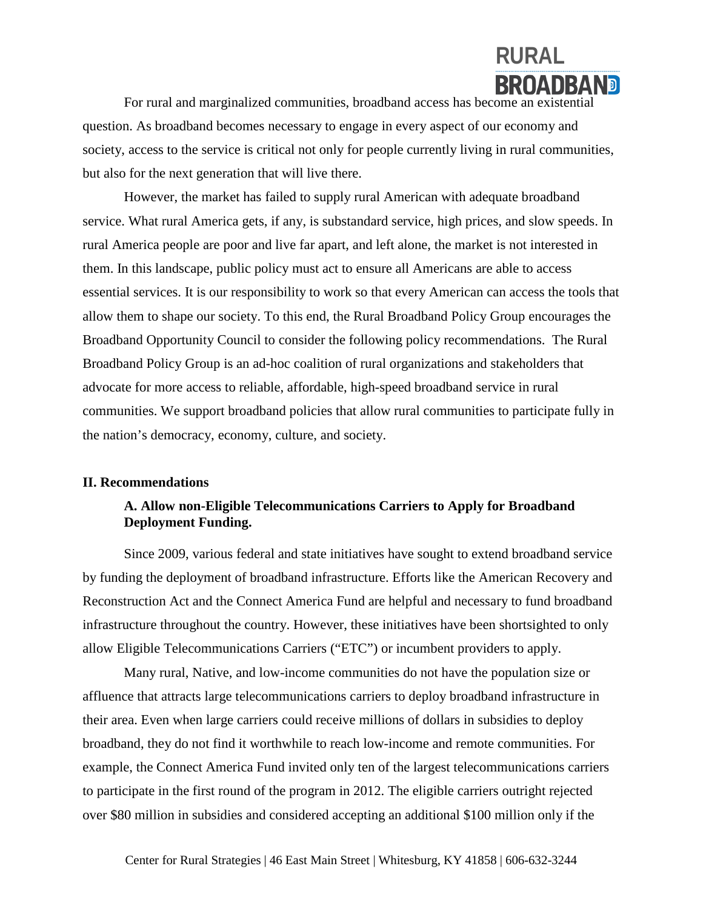For rural and marginalized communities, broadband access has become an existential question. As broadband becomes necessary to engage in every aspect of our economy and society, access to the service is critical not only for people currently living in rural communities, but also for the next generation that will live there.

However, the market has failed to supply rural American with adequate broadband service. What rural America gets, if any, is substandard service, high prices, and slow speeds. In rural America people are poor and live far apart, and left alone, the market is not interested in them. In this landscape, public policy must act to ensure all Americans are able to access essential services. It is our responsibility to work so that every American can access the tools that allow them to shape our society. To this end, the Rural Broadband Policy Group encourages the Broadband Opportunity Council to consider the following policy recommendations. The Rural Broadband Policy Group is an ad-hoc coalition of rural organizations and stakeholders that advocate for more access to reliable, affordable, high-speed broadband service in rural communities. We support broadband policies that allow rural communities to participate fully in the nation's democracy, economy, culture, and society.

## II. Recommendations

### A. Allow non-Eligible Telecommunications Carriers to Apply for Broadband Deployment Funding.

Since 2009, various federal and state initiatives have sought to extend broadband service by funding the deployment of broadband infrastructure. Efforts like the American Recovery and Reconstruction Act and the Connect America Fund are helpful and necessary to fund broadband infrastructure throughout the country. However, these initiatives have been shortsighted to only allow Eligible Telecommunications Carriers ("ETC") or incumbent providers to apply.

Many rural, Native, and low-income communities do not have the population size or affluence that attracts large telecommunications carriers to deploy broadband infrastructure in their area. Even when large carriers could receive millions of dollars in subsidies to deploy broadband, they do not find it worthwhile to reach low-income and remote communities. For example, the Connect America Fund invited only ten of the largest telecommunications carriers to participate in the first round of the program in 2012. The eligible carriers outright rejected over $80 million in subsidies and considered accepting an additional $100 million only if the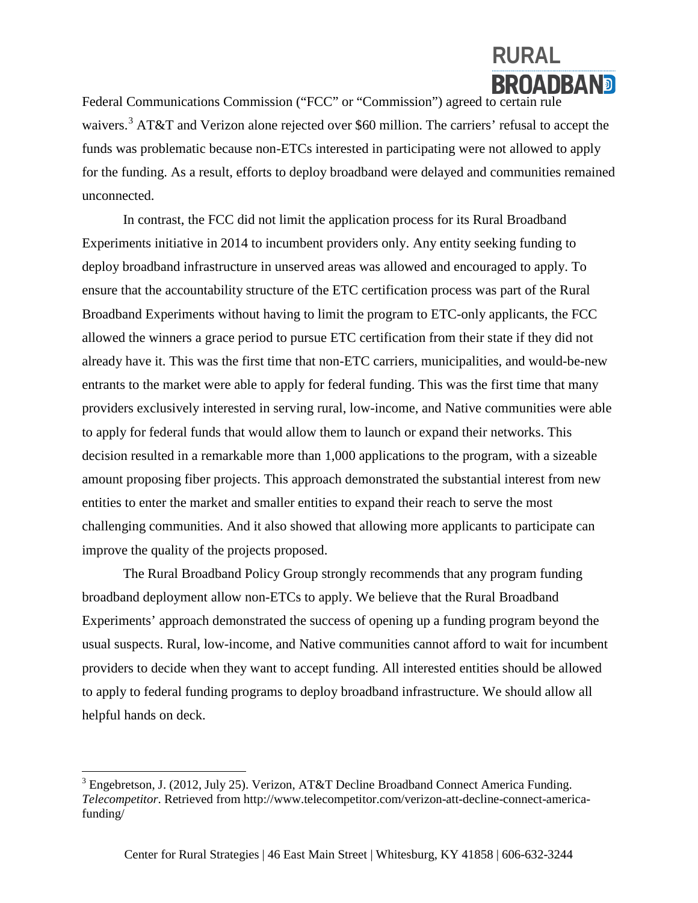Federal Communications Commission ("FCC" or "Commission") agreed to certain rule waivers.[3] AT&T and Verizon alone rejected over $60 million. The carriers' refusal to accept the funds was problematic because non-ETCs interested in participating were not allowed to apply for the funding. As a result, efforts to deploy broadband were delayed and communities remained unconnected.

In contrast, the FCC did not limit the application process for its Rural Broadband Experiments initiative in 2014 to incumbent providers only. Any entity seeking funding to deploy broadband infrastructure in unserved areas was allowed and encouraged to apply. To ensure that the accountability structure of the ETC certification process was part of the Rural Broadband Experiments without having to limit the program to ETC-only applicants, the FCC allowed the winners a grace period to pursue ETC certification from their state if they did not already have it. This was the first time that non-ETC carriers, municipalities, and would-be-new entrants to the market were able to apply for federal funding. This was the first time that many providers exclusively interested in serving rural, low-income, and Native communities were able to apply for federal funds that would allow them to launch or expand their networks. This decision resulted in a remarkable more than 1,000 applications to the program, with a sizeable amount proposing fiber projects. This approach demonstrated the substantial interest from new entities to enter the market and smaller entities to expand their reach to serve the most challenging communities. And it also showed that allowing more applicants to participate can improve the quality of the projects proposed.

The Rural Broadband Policy Group strongly recommends that any program funding broadband deployment allow non-ETCs to apply. We believe that the Rural Broadband Experiments' approach demonstrated the success of opening up a funding program beyond the usual suspects. Rural, low-income, and Native communities cannot afford to wait for incumbent providers to decide when they want to accept funding. All interested entities should be allowed to apply to federal funding programs to deploy broadband infrastructure. We should allow all helpful hands on deck.

---

[3] Engebretson, J. (2012, July 25). Verizon, AT&T Decline Broadband Connect America Funding. *Telecompetitor*. Retrieved from http://www.telecompetitor.com/verizon-att-decline-connect-america-funding/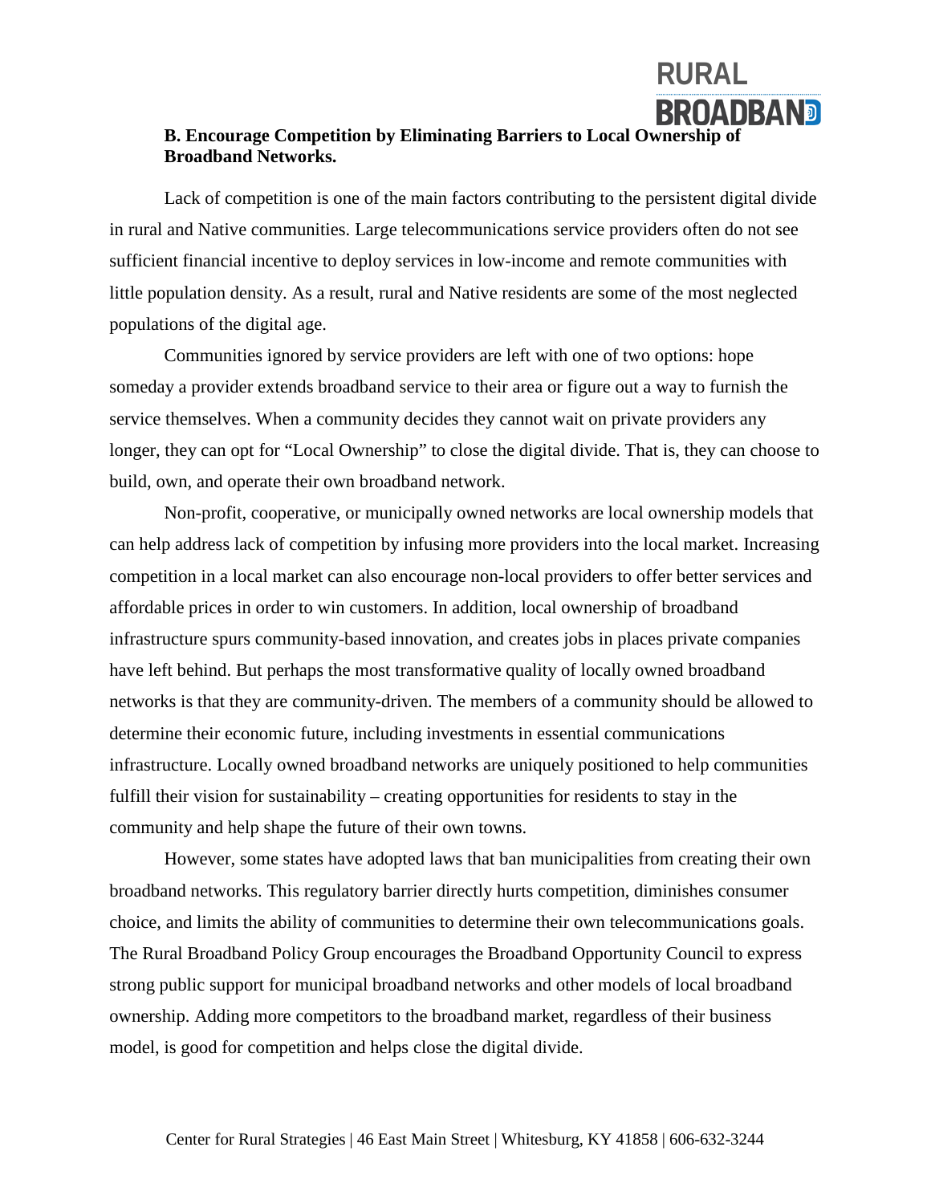### B. Encourage Competition by Eliminating Barriers to Local Ownership of Broadband Networks.

Lack of competition is one of the main factors contributing to the persistent digital divide in rural and Native communities. Large telecommunications service providers often do not see sufficient financial incentive to deploy services in low-income and remote communities with little population density. As a result, rural and Native residents are some of the most neglected populations of the digital age.

Communities ignored by service providers are left with one of two options: hope someday a provider extends broadband service to their area or figure out a way to furnish the service themselves. When a community decides they cannot wait on private providers any longer, they can opt for "Local Ownership" to close the digital divide. That is, they can choose to build, own, and operate their own broadband network.

Non-profit, cooperative, or municipally owned networks are local ownership models that can help address lack of competition by infusing more providers into the local market. Increasing competition in a local market can also encourage non-local providers to offer better services and affordable prices in order to win customers. In addition, local ownership of broadband infrastructure spurs community-based innovation, and creates jobs in places private companies have left behind. But perhaps the most transformative quality of locally owned broadband networks is that they are community-driven. The members of a community should be allowed to determine their economic future, including investments in essential communications infrastructure. Locally owned broadband networks are uniquely positioned to help communities fulfill their vision for sustainability – creating opportunities for residents to stay in the community and help shape the future of their own towns.

However, some states have adopted laws that ban municipalities from creating their own broadband networks. This regulatory barrier directly hurts competition, diminishes consumer choice, and limits the ability of communities to determine their own telecommunications goals. The Rural Broadband Policy Group encourages the Broadband Opportunity Council to express strong public support for municipal broadband networks and other models of local broadband ownership. Adding more competitors to the broadband market, regardless of their business model, is good for competition and helps close the digital divide.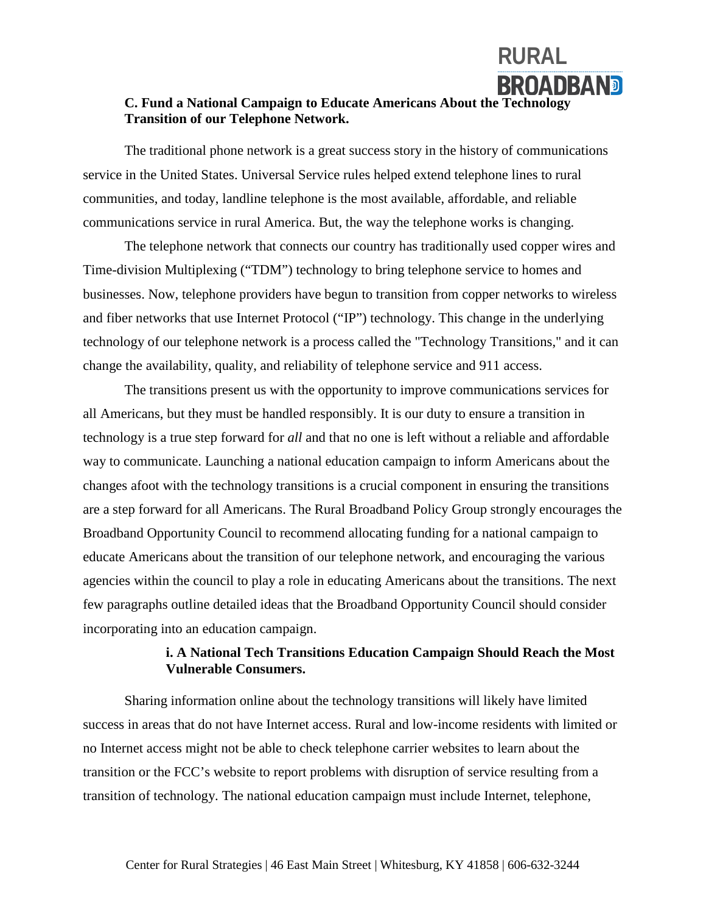### C. Fund a National Campaign to Educate Americans About the Technology Transition of our Telephone Network.

The traditional phone network is a great success story in the history of communications service in the United States. Universal Service rules helped extend telephone lines to rural communities, and today, landline telephone is the most available, affordable, and reliable communications service in rural America. But, the way the telephone works is changing.

The telephone network that connects our country has traditionally used copper wires and Time-division Multiplexing ("TDM") technology to bring telephone service to homes and businesses. Now, telephone providers have begun to transition from copper networks to wireless and fiber networks that use Internet Protocol ("IP") technology. This change in the underlying technology of our telephone network is a process called the "Technology Transitions," and it can change the availability, quality, and reliability of telephone service and 911 access.

The transitions present us with the opportunity to improve communications services for all Americans, but they must be handled responsibly. It is our duty to ensure a transition in technology is a true step forward for *all* and that no one is left without a reliable and affordable way to communicate. Launching a national education campaign to inform Americans about the changes afoot with the technology transitions is a crucial component in ensuring the transitions are a step forward for all Americans. The Rural Broadband Policy Group strongly encourages the Broadband Opportunity Council to recommend allocating funding for a national campaign to educate Americans about the transition of our telephone network, and encouraging the various agencies within the council to play a role in educating Americans about the transitions. The next few paragraphs outline detailed ideas that the Broadband Opportunity Council should consider incorporating into an education campaign.

#### i. A National Tech Transitions Education Campaign Should Reach the Most Vulnerable Consumers.

Sharing information online about the technology transitions will likely have limited success in areas that do not have Internet access. Rural and low-income residents with limited or no Internet access might not be able to check telephone carrier websites to learn about the transition or the FCC's website to report problems with disruption of service resulting from a transition of technology. The national education campaign must include Internet, telephone,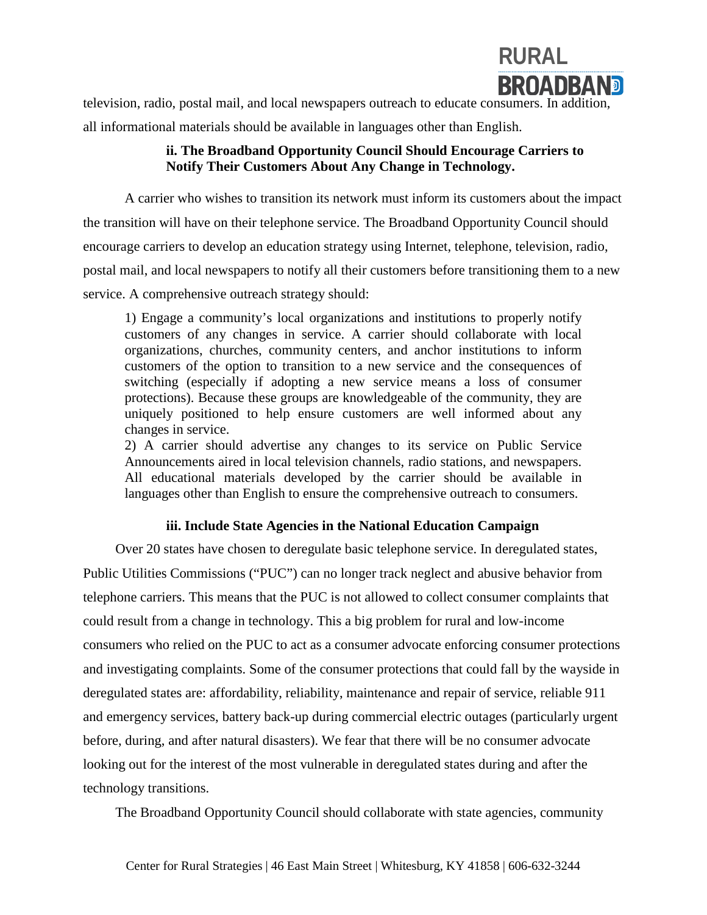television, radio, postal mail, and local newspapers outreach to educate consumers. In addition, all informational materials should be available in languages other than English.

### ii. The Broadband Opportunity Council Should Encourage Carriers to Notify Their Customers About Any Change in Technology.

A carrier who wishes to transition its network must inform its customers about the impact the transition will have on their telephone service. The Broadband Opportunity Council should encourage carriers to develop an education strategy using Internet, telephone, television, radio, postal mail, and local newspapers to notify all their customers before transitioning them to a new service. A comprehensive outreach strategy should:

> 1) Engage a community's local organizations and institutions to properly notify customers of any changes in service. A carrier should collaborate with local organizations, churches, community centers, and anchor institutions to inform customers of the option to transition to a new service and the consequences of switching (especially if adopting a new service means a loss of consumer protections). Because these groups are knowledgeable of the community, they are uniquely positioned to help ensure customers are well informed about any changes in service.
>
> 2) A carrier should advertise any changes to its service on Public Service Announcements aired in local television channels, radio stations, and newspapers. All educational materials developed by the carrier should be available in languages other than English to ensure the comprehensive outreach to consumers.

### iii. Include State Agencies in the National Education Campaign

Over 20 states have chosen to deregulate basic telephone service. In deregulated states, Public Utilities Commissions ("PUC") can no longer track neglect and abusive behavior from telephone carriers. This means that the PUC is not allowed to collect consumer complaints that could result from a change in technology. This a big problem for rural and low-income consumers who relied on the PUC to act as a consumer advocate enforcing consumer protections and investigating complaints. Some of the consumer protections that could fall by the wayside in deregulated states are: affordability, reliability, maintenance and repair of service, reliable 911 and emergency services, battery back-up during commercial electric outages (particularly urgent before, during, and after natural disasters). We fear that there will be no consumer advocate looking out for the interest of the most vulnerable in deregulated states during and after the technology transitions.

The Broadband Opportunity Council should collaborate with state agencies, community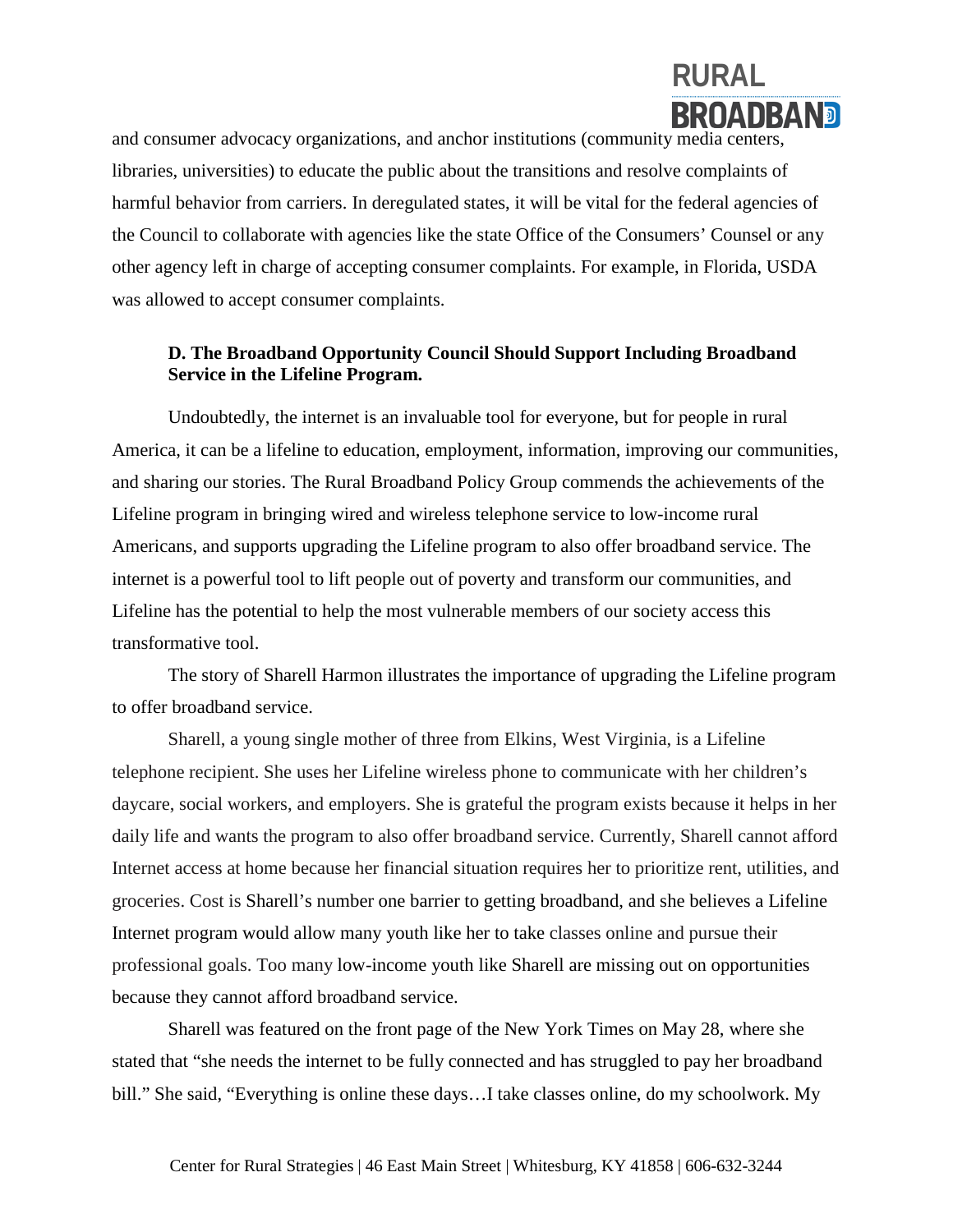and consumer advocacy organizations, and anchor institutions (community media centers, libraries, universities) to educate the public about the transitions and resolve complaints of harmful behavior from carriers. In deregulated states, it will be vital for the federal agencies of the Council to collaborate with agencies like the state Office of the Consumers' Counsel or any other agency left in charge of accepting consumer complaints. For example, in Florida, USDA was allowed to accept consumer complaints.

### D. The Broadband Opportunity Council Should Support Including Broadband Service in the Lifeline Program.

Undoubtedly, the internet is an invaluable tool for everyone, but for people in rural America, it can be a lifeline to education, employment, information, improving our communities, and sharing our stories. The Rural Broadband Policy Group commends the achievements of the Lifeline program in bringing wired and wireless telephone service to low-income rural Americans, and supports upgrading the Lifeline program to also offer broadband service. The internet is a powerful tool to lift people out of poverty and transform our communities, and Lifeline has the potential to help the most vulnerable members of our society access this transformative tool.

The story of Sharell Harmon illustrates the importance of upgrading the Lifeline program to offer broadband service.

Sharell, a young single mother of three from Elkins, West Virginia, is a Lifeline telephone recipient. She uses her Lifeline wireless phone to communicate with her children's daycare, social workers, and employers. She is grateful the program exists because it helps in her daily life and wants the program to also offer broadband service. Currently, Sharell cannot afford Internet access at home because her financial situation requires her to prioritize rent, utilities, and groceries. Cost is Sharell's number one barrier to getting broadband, and she believes a Lifeline Internet program would allow many youth like her to take classes online and pursue their professional goals. Too many low-income youth like Sharell are missing out on opportunities because they cannot afford broadband service.

Sharell was featured on the front page of the New York Times on May 28, where she stated that "she needs the internet to be fully connected and has struggled to pay her broadband bill." She said, "Everything is online these days…I take classes online, do my schoolwork. My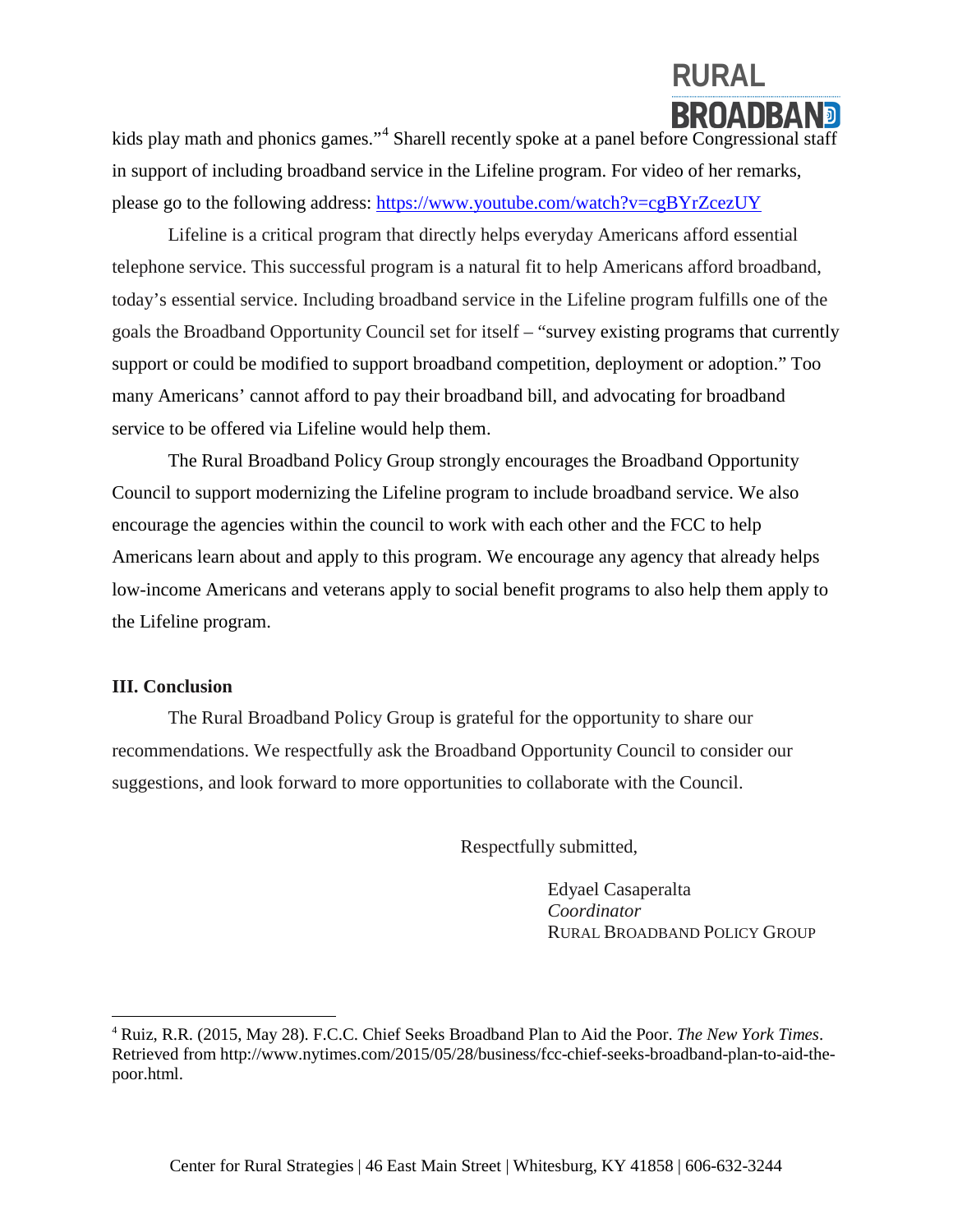kids play math and phonics games."[4] Sharell recently spoke at a panel before Congressional staff in support of including broadband service in the Lifeline program. For video of her remarks, please go to the following address: https://www.youtube.com/watch?v=cgBYrZcezUY

Lifeline is a critical program that directly helps everyday Americans afford essential telephone service. This successful program is a natural fit to help Americans afford broadband, today's essential service. Including broadband service in the Lifeline program fulfills one of the goals the Broadband Opportunity Council set for itself – "survey existing programs that currently support or could be modified to support broadband competition, deployment or adoption." Too many Americans' cannot afford to pay their broadband bill, and advocating for broadband service to be offered via Lifeline would help them.

The Rural Broadband Policy Group strongly encourages the Broadband Opportunity Council to support modernizing the Lifeline program to include broadband service. We also encourage the agencies within the council to work with each other and the FCC to help Americans learn about and apply to this program. We encourage any agency that already helps low-income Americans and veterans apply to social benefit programs to also help them apply to the Lifeline program.

## III. Conclusion

The Rural Broadband Policy Group is grateful for the opportunity to share our recommendations. We respectfully ask the Broadband Opportunity Council to consider our suggestions, and look forward to more opportunities to collaborate with the Council.

Respectfully submitted,

Edyael Casaperalta
*Coordinator*
RURAL BROADBAND POLICY GROUP

---

[4] Ruiz, R.R. (2015, May 28). F.C.C. Chief Seeks Broadband Plan to Aid the Poor. *The New York Times*. Retrieved from http://www.nytimes.com/2015/05/28/business/fcc-chief-seeks-broadband-plan-to-aid-the-poor.html.